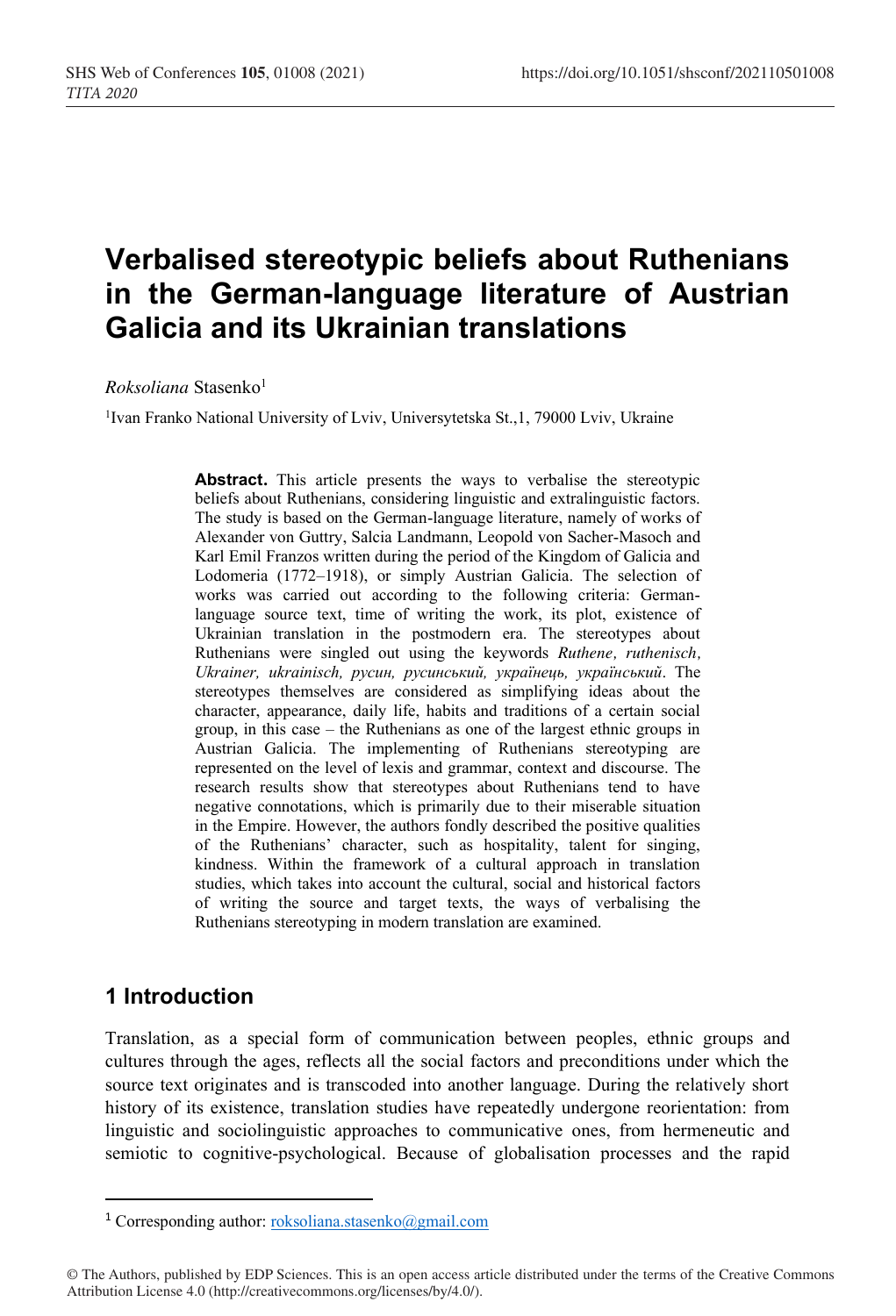# Verbalised stereotypic beliefs about Ruthenians in the German-language literature of Austrian Galicia and its Ukrainian translations

*Roksoliana* Stasenko[1]

[1]Ivan Franko National University of Lviv, Universytetska St.,1, 79000 Lviv, Ukraine

> **Abstract.** This article presents the ways to verbalise the stereotypic beliefs about Ruthenians, considering linguistic and extralinguistic factors. The study is based on the German-language literature, namely of works of Alexander von Guttry, Salcia Landmann, Leopold von Sacher-Masoch and Karl Emil Franzos written during the period of the Kingdom of Galicia and Lodomeria (1772–1918), or simply Austrian Galicia. The selection of works was carried out according to the following criteria: German-language source text, time of writing the work, its plot, existence of Ukrainian translation in the postmodern era. The stereotypes about Ruthenians were singled out using the keywords *Ruthene, ruthenisch, Ukrainer, ukrainisch, русин, русинський, українець, український*. The stereotypes themselves are considered as simplifying ideas about the character, appearance, daily life, habits and traditions of a certain social group, in this case – the Ruthenians as one of the largest ethnic groups in Austrian Galicia. The implementing of Ruthenians stereotyping are represented on the level of lexis and grammar, context and discourse. The research results show that stereotypes about Ruthenians tend to have negative connotations, which is primarily due to their miserable situation in the Empire. However, the authors fondly described the positive qualities of the Ruthenians' character, such as hospitality, talent for singing, kindness. Within the framework of a cultural approach in translation studies, which takes into account the cultural, social and historical factors of writing the source and target texts, the ways of verbalising the Ruthenians stereotyping in modern translation are examined.

## 1 Introduction

Translation, as a special form of communication between peoples, ethnic groups and cultures through the ages, reflects all the social factors and preconditions under which the source text originates and is transcoded into another language. During the relatively short history of its existence, translation studies have repeatedly undergone reorientation: from linguistic and sociolinguistic approaches to communicative ones, from hermeneutic and semiotic to cognitive-psychological. Because of globalisation processes and the rapid

---

[1] Corresponding author: roksoliana.stasenko@gmail.com

© The Authors, published by EDP Sciences. This is an open access article distributed under the terms of the Creative Commons Attribution License 4.0 (http://creativecommons.org/licenses/by/4.0/).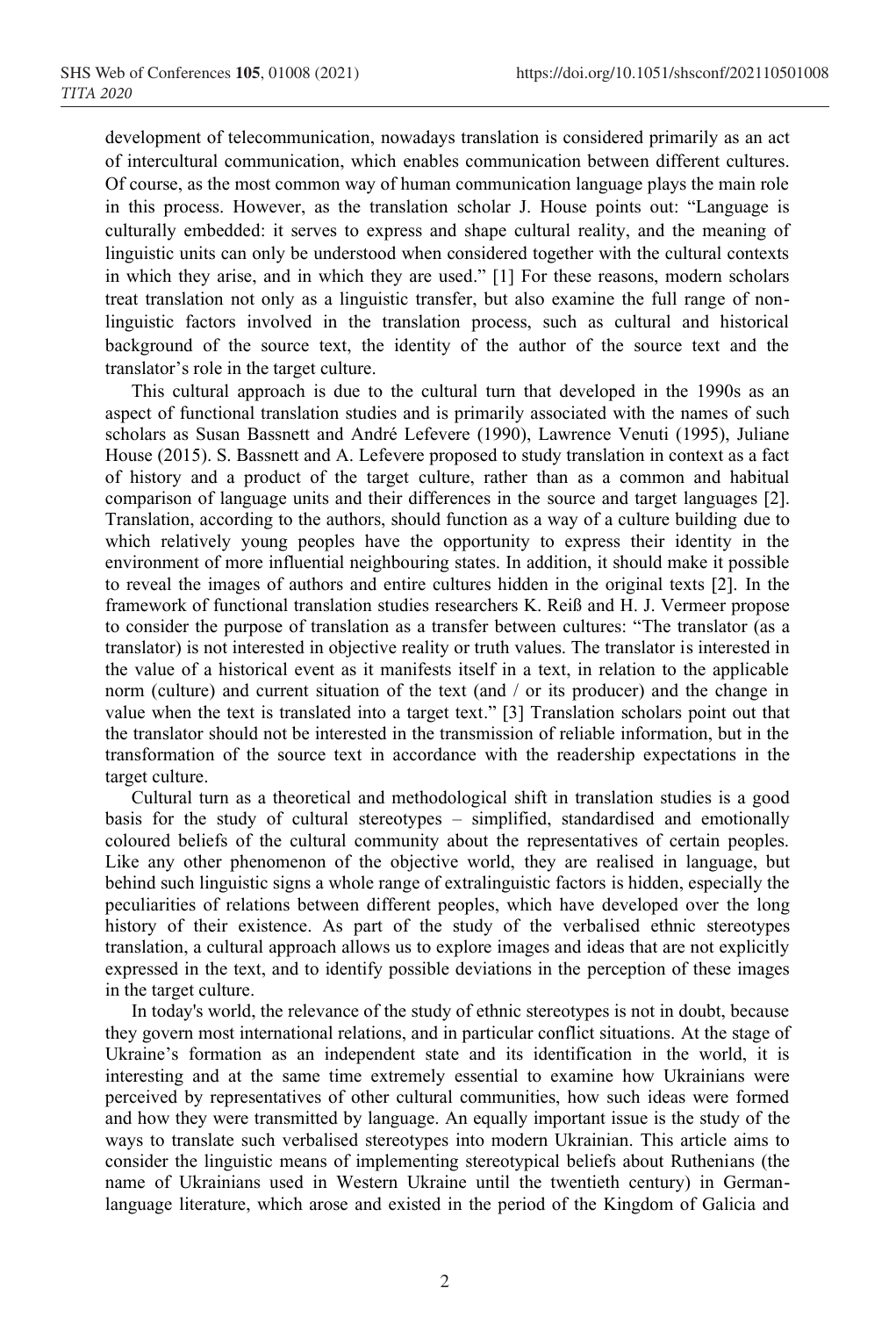development of telecommunication, nowadays translation is considered primarily as an act of intercultural communication, which enables communication between different cultures. Of course, as the most common way of human communication language plays the main role in this process. However, as the translation scholar J. House points out: "Language is culturally embedded: it serves to express and shape cultural reality, and the meaning of linguistic units can only be understood when considered together with the cultural contexts in which they arise, and in which they are used." [1] For these reasons, modern scholars treat translation not only as a linguistic transfer, but also examine the full range of non-linguistic factors involved in the translation process, such as cultural and historical background of the source text, the identity of the author of the source text and the translator's role in the target culture.

This cultural approach is due to the cultural turn that developed in the 1990s as an aspect of functional translation studies and is primarily associated with the names of such scholars as Susan Bassnett and André Lefevere (1990), Lawrence Venuti (1995), Juliane House (2015). S. Bassnett and A. Lefevere proposed to study translation in context as a fact of history and a product of the target culture, rather than as a common and habitual comparison of language units and their differences in the source and target languages [2]. Translation, according to the authors, should function as a way of a culture building due to which relatively young peoples have the opportunity to express their identity in the environment of more influential neighbouring states. In addition, it should make it possible to reveal the images of authors and entire cultures hidden in the original texts [2]. In the framework of functional translation studies researchers K. Reiß and H. J. Vermeer propose to consider the purpose of translation as a transfer between cultures: "The translator (as a translator) is not interested in objective reality or truth values. The translator is interested in the value of a historical event as it manifests itself in a text, in relation to the applicable norm (culture) and current situation of the text (and / or its producer) and the change in value when the text is translated into a target text." [3] Translation scholars point out that the translator should not be interested in the transmission of reliable information, but in the transformation of the source text in accordance with the readership expectations in the target culture.

Cultural turn as a theoretical and methodological shift in translation studies is a good basis for the study of cultural stereotypes – simplified, standardised and emotionally coloured beliefs of the cultural community about the representatives of certain peoples. Like any other phenomenon of the objective world, they are realised in language, but behind such linguistic signs a whole range of extralinguistic factors is hidden, especially the peculiarities of relations between different peoples, which have developed over the long history of their existence. As part of the study of the verbalised ethnic stereotypes translation, a cultural approach allows us to explore images and ideas that are not explicitly expressed in the text, and to identify possible deviations in the perception of these images in the target culture.

In today's world, the relevance of the study of ethnic stereotypes is not in doubt, because they govern most international relations, and in particular conflict situations. At the stage of Ukraine's formation as an independent state and its identification in the world, it is interesting and at the same time extremely essential to examine how Ukrainians were perceived by representatives of other cultural communities, how such ideas were formed and how they were transmitted by language. An equally important issue is the study of the ways to translate such verbalised stereotypes into modern Ukrainian. This article aims to consider the linguistic means of implementing stereotypical beliefs about Ruthenians (the name of Ukrainians used in Western Ukraine until the twentieth century) in German-language literature, which arose and existed in the period of the Kingdom of Galicia and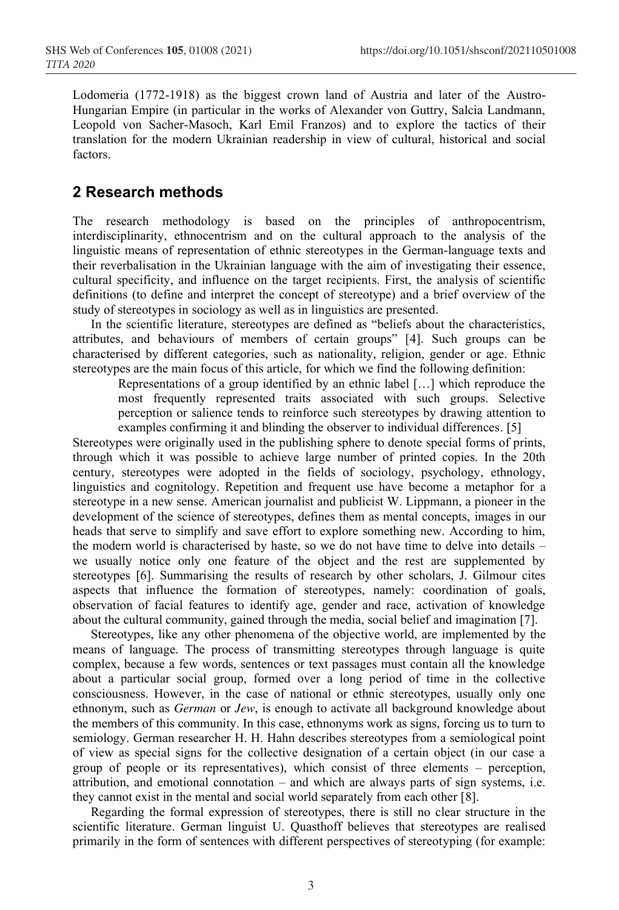Lodomeria (1772-1918) as the biggest crown land of Austria and later of the Austro-Hungarian Empire (in particular in the works of Alexander von Guttry, Salcia Landmann, Leopold von Sacher-Masoch, Karl Emil Franzos) and to explore the tactics of their translation for the modern Ukrainian readership in view of cultural, historical and social factors.

## 2 Research methods

The research methodology is based on the principles of anthropocentrism, interdisciplinarity, ethnocentrism and on the cultural approach to the analysis of the linguistic means of representation of ethnic stereotypes in the German-language texts and their reverbalisation in the Ukrainian language with the aim of investigating their essence, cultural specificity, and influence on the target recipients. First, the analysis of scientific definitions (to define and interpret the concept of stereotype) and a brief overview of the study of stereotypes in sociology as well as in linguistics are presented.

In the scientific literature, stereotypes are defined as "beliefs about the characteristics, attributes, and behaviours of members of certain groups" [4]. Such groups can be characterised by different categories, such as nationality, religion, gender or age. Ethnic stereotypes are the main focus of this article, for which we find the following definition:

> Representations of a group identified by an ethnic label […] which reproduce the most frequently represented traits associated with such groups. Selective perception or salience tends to reinforce such stereotypes by drawing attention to examples confirming it and blinding the observer to individual differences. [5]

Stereotypes were originally used in the publishing sphere to denote special forms of prints, through which it was possible to achieve large number of printed copies. In the 20th century, stereotypes were adopted in the fields of sociology, psychology, ethnology, linguistics and cognitology. Repetition and frequent use have become a metaphor for a stereotype in a new sense. American journalist and publicist W. Lippmann, a pioneer in the development of the science of stereotypes, defines them as mental concepts, images in our heads that serve to simplify and save effort to explore something new. According to him, the modern world is characterised by haste, so we do not have time to delve into details – we usually notice only one feature of the object and the rest are supplemented by stereotypes [6]. Summarising the results of research by other scholars, J. Gilmour cites aspects that influence the formation of stereotypes, namely: coordination of goals, observation of facial features to identify age, gender and race, activation of knowledge about the cultural community, gained through the media, social belief and imagination [7].

Stereotypes, like any other phenomena of the objective world, are implemented by the means of language. The process of transmitting stereotypes through language is quite complex, because a few words, sentences or text passages must contain all the knowledge about a particular social group, formed over a long period of time in the collective consciousness. However, in the case of national or ethnic stereotypes, usually only one ethnonym, such as *German* or *Jew*, is enough to activate all background knowledge about the members of this community. In this case, ethnonyms work as signs, forcing us to turn to semiology. German researcher H. H. Hahn describes stereotypes from a semiological point of view as special signs for the collective designation of a certain object (in our case a group of people or its representatives), which consist of three elements – perception, attribution, and emotional connotation – and which are always parts of sign systems, i.e. they cannot exist in the mental and social world separately from each other [8].

Regarding the formal expression of stereotypes, there is still no clear structure in the scientific literature. German linguist U. Quasthoff believes that stereotypes are realised primarily in the form of sentences with different perspectives of stereotyping (for example: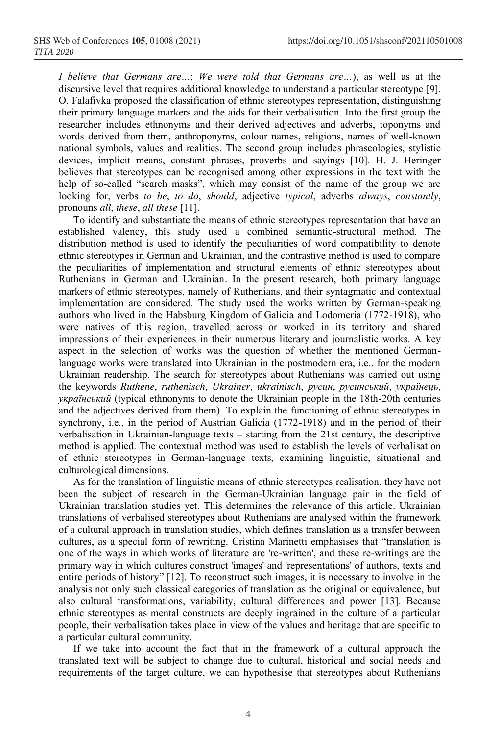*I believe that Germans are…*; *We were told that Germans are…*), as well as at the discursive level that requires additional knowledge to understand a particular stereotype [9]. O. Falafivka proposed the classification of ethnic stereotypes representation, distinguishing their primary language markers and the aids for their verbalisation. Into the first group the researcher includes ethnonyms and their derived adjectives and adverbs, toponyms and words derived from them, anthroponyms, colour names, religions, names of well-known national symbols, values and realities. The second group includes phraseologies, stylistic devices, implicit means, constant phrases, proverbs and sayings [10]. H. J. Heringer believes that stereotypes can be recognised among other expressions in the text with the help of so-called "search masks", which may consist of the name of the group we are looking for, verbs *to be*, *to do*, *should*, adjective *typical*, adverbs *always*, *constantly*, pronouns *all*, *these*, *all these* [11].

To identify and substantiate the means of ethnic stereotypes representation that have an established valency, this study used a combined semantic-structural method. The distribution method is used to identify the peculiarities of word compatibility to denote ethnic stereotypes in German and Ukrainian, and the contrastive method is used to compare the peculiarities of implementation and structural elements of ethnic stereotypes about Ruthenians in German and Ukrainian. In the present research, both primary language markers of ethnic stereotypes, namely of Ruthenians, and their syntagmatic and contextual implementation are considered. The study used the works written by German-speaking authors who lived in the Habsburg Kingdom of Galicia and Lodomeria (1772-1918), who were natives of this region, travelled across or worked in its territory and shared impressions of their experiences in their numerous literary and journalistic works. A key aspect in the selection of works was the question of whether the mentioned German-language works were translated into Ukrainian in the postmodern era, i.e., for the modern Ukrainian readership. The search for stereotypes about Ruthenians was carried out using the keywords *Ruthene*, *ruthenisch*, *Ukrainer*, *ukrainisch*, *русин*, *русинський*, *українець*, *український* (typical ethnonyms to denote the Ukrainian people in the 18th-20th centuries and the adjectives derived from them). To explain the functioning of ethnic stereotypes in synchrony, i.e., in the period of Austrian Galicia (1772-1918) and in the period of their verbalisation in Ukrainian-language texts – starting from the 21st century, the descriptive method is applied. The contextual method was used to establish the levels of verbalisation of ethnic stereotypes in German-language texts, examining linguistic, situational and culturological dimensions.

As for the translation of linguistic means of ethnic stereotypes realisation, they have not been the subject of research in the German-Ukrainian language pair in the field of Ukrainian translation studies yet. This determines the relevance of this article. Ukrainian translations of verbalised stereotypes about Ruthenians are analysed within the framework of a cultural approach in translation studies, which defines translation as a transfer between cultures, as a special form of rewriting. Cristina Marinetti emphasises that "translation is one of the ways in which works of literature are 're-written', and these re-writings are the primary way in which cultures construct 'images' and 'representations' of authors, texts and entire periods of history" [12]. To reconstruct such images, it is necessary to involve in the analysis not only such classical categories of translation as the original or equivalence, but also cultural transformations, variability, cultural differences and power [13]. Because ethnic stereotypes as mental constructs are deeply ingrained in the culture of a particular people, their verbalisation takes place in view of the values and heritage that are specific to a particular cultural community.

If we take into account the fact that in the framework of a cultural approach the translated text will be subject to change due to cultural, historical and social needs and requirements of the target culture, we can hypothesise that stereotypes about Ruthenians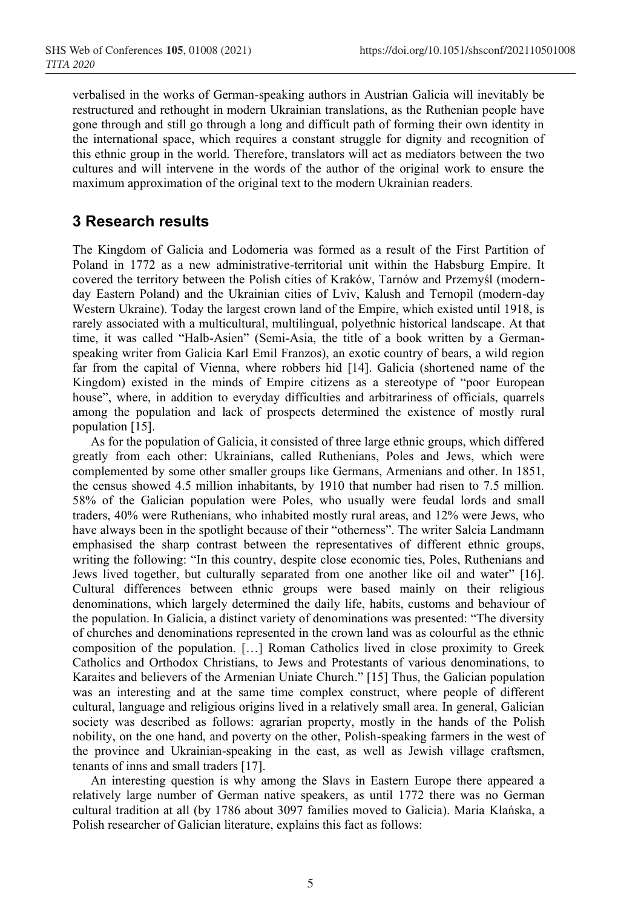verbalised in the works of German-speaking authors in Austrian Galicia will inevitably be restructured and rethought in modern Ukrainian translations, as the Ruthenian people have gone through and still go through a long and difficult path of forming their own identity in the international space, which requires a constant struggle for dignity and recognition of this ethnic group in the world. Therefore, translators will act as mediators between the two cultures and will intervene in the words of the author of the original work to ensure the maximum approximation of the original text to the modern Ukrainian readers.

## 3 Research results

The Kingdom of Galicia and Lodomeria was formed as a result of the First Partition of Poland in 1772 as a new administrative-territorial unit within the Habsburg Empire. It covered the territory between the Polish cities of Kraków, Tarnów and Przemyśl (modern-day Eastern Poland) and the Ukrainian cities of Lviv, Kalush and Ternopil (modern-day Western Ukraine). Today the largest crown land of the Empire, which existed until 1918, is rarely associated with a multicultural, multilingual, polyethnic historical landscape. At that time, it was called "Halb-Asien" (Semi-Asia, the title of a book written by a German-speaking writer from Galicia Karl Emil Franzos), an exotic country of bears, a wild region far from the capital of Vienna, where robbers hid [14]. Galicia (shortened name of the Kingdom) existed in the minds of Empire citizens as a stereotype of "poor European house", where, in addition to everyday difficulties and arbitrariness of officials, quarrels among the population and lack of prospects determined the existence of mostly rural population [15].

As for the population of Galicia, it consisted of three large ethnic groups, which differed greatly from each other: Ukrainians, called Ruthenians, Poles and Jews, which were complemented by some other smaller groups like Germans, Armenians and other. In 1851, the census showed 4.5 million inhabitants, by 1910 that number had risen to 7.5 million. 58% of the Galician population were Poles, who usually were feudal lords and small traders, 40% were Ruthenians, who inhabited mostly rural areas, and 12% were Jews, who have always been in the spotlight because of their "otherness". The writer Salcia Landmann emphasised the sharp contrast between the representatives of different ethnic groups, writing the following: "In this country, despite close economic ties, Poles, Ruthenians and Jews lived together, but culturally separated from one another like oil and water" [16]. Cultural differences between ethnic groups were based mainly on their religious denominations, which largely determined the daily life, habits, customs and behaviour of the population. In Galicia, a distinct variety of denominations was presented: "The diversity of churches and denominations represented in the crown land was as colourful as the ethnic composition of the population. […] Roman Catholics lived in close proximity to Greek Catholics and Orthodox Christians, to Jews and Protestants of various denominations, to Karaites and believers of the Armenian Uniate Church." [15] Thus, the Galician population was an interesting and at the same time complex construct, where people of different cultural, language and religious origins lived in a relatively small area. In general, Galician society was described as follows: agrarian property, mostly in the hands of the Polish nobility, on the one hand, and poverty on the other, Polish-speaking farmers in the west of the province and Ukrainian-speaking in the east, as well as Jewish village craftsmen, tenants of inns and small traders [17].

An interesting question is why among the Slavs in Eastern Europe there appeared a relatively large number of German native speakers, as until 1772 there was no German cultural tradition at all (by 1786 about 3097 families moved to Galicia). Maria Kłańska, a Polish researcher of Galician literature, explains this fact as follows: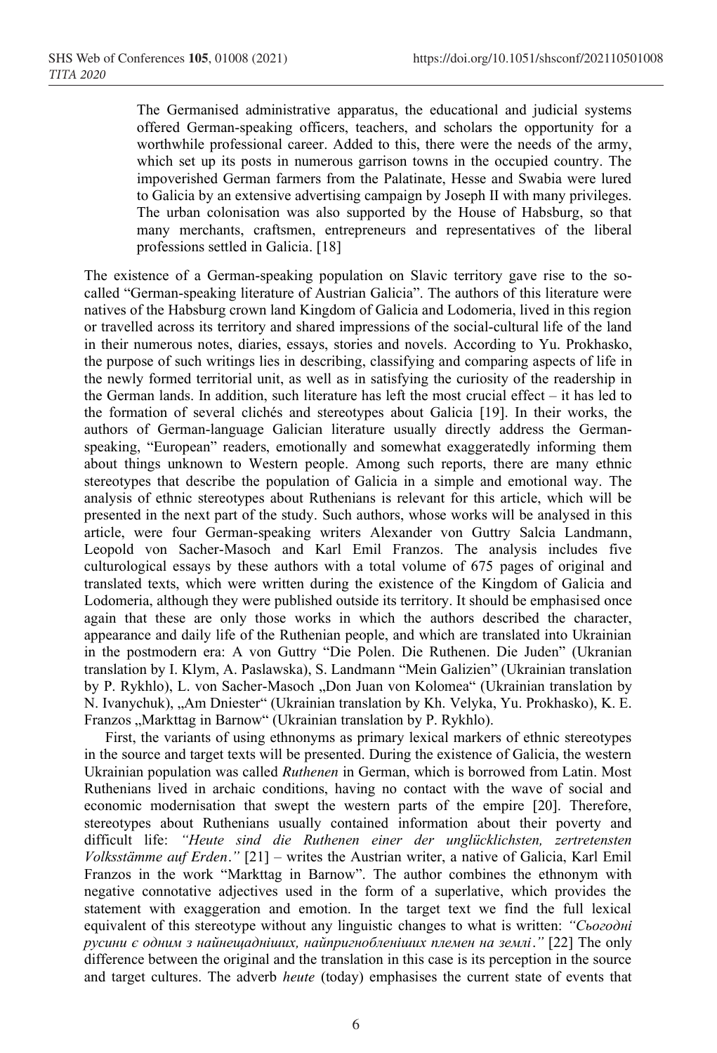> The Germanised administrative apparatus, the educational and judicial systems offered German-speaking officers, teachers, and scholars the opportunity for a worthwhile professional career. Added to this, there were the needs of the army, which set up its posts in numerous garrison towns in the occupied country. The impoverished German farmers from the Palatinate, Hesse and Swabia were lured to Galicia by an extensive advertising campaign by Joseph II with many privileges. The urban colonisation was also supported by the House of Habsburg, so that many merchants, craftsmen, entrepreneurs and representatives of the liberal professions settled in Galicia. [18]

The existence of a German-speaking population on Slavic territory gave rise to the so-called "German-speaking literature of Austrian Galicia". The authors of this literature were natives of the Habsburg crown land Kingdom of Galicia and Lodomeria, lived in this region or travelled across its territory and shared impressions of the social-cultural life of the land in their numerous notes, diaries, essays, stories and novels. According to Yu. Prokhasko, the purpose of such writings lies in describing, classifying and comparing aspects of life in the newly formed territorial unit, as well as in satisfying the curiosity of the readership in the German lands. In addition, such literature has left the most crucial effect – it has led to the formation of several clichés and stereotypes about Galicia [19]. In their works, the authors of German-language Galician literature usually directly address the German-speaking, "European" readers, emotionally and somewhat exaggeratedly informing them about things unknown to Western people. Among such reports, there are many ethnic stereotypes that describe the population of Galicia in a simple and emotional way. The analysis of ethnic stereotypes about Ruthenians is relevant for this article, which will be presented in the next part of the study. Such authors, whose works will be analysed in this article, were four German-speaking writers Alexander von Guttry Salcia Landmann, Leopold von Sacher-Masoch and Karl Emil Franzos. The analysis includes five culturological essays by these authors with a total volume of 675 pages of original and translated texts, which were written during the existence of the Kingdom of Galicia and Lodomeria, although they were published outside its territory. It should be emphasised once again that these are only those works in which the authors described the character, appearance and daily life of the Ruthenian people, and which are translated into Ukrainian in the postmodern era: A von Guttry "Die Polen. Die Ruthenen. Die Juden" (Ukranian translation by I. Klym, A. Paslawska), S. Landmann "Mein Galizien" (Ukrainian translation by P. Rykhlo), L. von Sacher-Masoch „Don Juan von Kolomea" (Ukrainian translation by N. Ivanychuk), „Am Dniester" (Ukrainian translation by Kh. Velyka, Yu. Prokhasko), K. E. Franzos „Markttag in Barnow" (Ukrainian translation by P. Rykhlo).

First, the variants of using ethnonyms as primary lexical markers of ethnic stereotypes in the source and target texts will be presented. During the existence of Galicia, the western Ukrainian population was called *Ruthenen* in German, which is borrowed from Latin. Most Ruthenians lived in archaic conditions, having no contact with the wave of social and economic modernisation that swept the western parts of the empire [20]. Therefore, stereotypes about Ruthenians usually contained information about their poverty and difficult life: *"Heute sind die Ruthenen einer der unglücklichsten, zertretensten Volksstämme auf Erden."* [21] – writes the Austrian writer, a native of Galicia, Karl Emil Franzos in the work "Markttag in Barnow". The author combines the ethnonym with negative connotative adjectives used in the form of a superlative, which provides the statement with exaggeration and emotion. In the target text we find the full lexical equivalent of this stereotype without any linguistic changes to what is written: *"Сьогодні русини є одним з найнещадніших, найпригнобленіших племен на землі."* [22] The only difference between the original and the translation in this case is its perception in the source and target cultures. The adverb *heute* (today) emphasises the current state of events that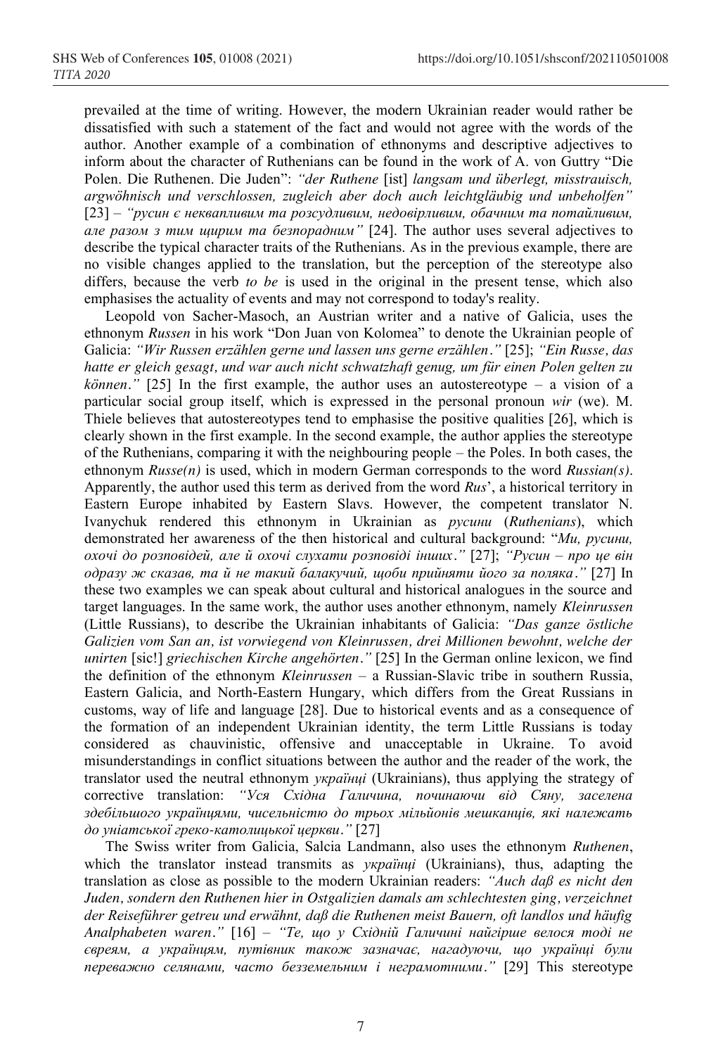prevailed at the time of writing. However, the modern Ukrainian reader would rather be dissatisfied with such a statement of the fact and would not agree with the words of the author. Another example of a combination of ethnonyms and descriptive adjectives to inform about the character of Ruthenians can be found in the work of A. von Guttry "Die Polen. Die Ruthenen. Die Juden": *"der Ruthene* [ist] *langsam und überlegt, misstrauisch, argwöhnisch und verschlossen, zugleich aber doch auch leichtgläubig und unbeholfen"* [23] – *"русин є неквапливим та розсудливим, недовірливим, обачним та потайливим, але разом з тим щирим та безпорадним"* [24]. The author uses several adjectives to describe the typical character traits of the Ruthenians. As in the previous example, there are no visible changes applied to the translation, but the perception of the stereotype also differs, because the verb *to be* is used in the original in the present tense, which also emphasises the actuality of events and may not correspond to today's reality.

Leopold von Sacher-Masoch, an Austrian writer and a native of Galicia, uses the ethnonym *Russen* in his work "Don Juan von Kolomea" to denote the Ukrainian people of Galicia: *"Wir Russen erzählen gerne und lassen uns gerne erzählen."* [25]; *"Ein Russe, das hatte er gleich gesagt, und war auch nicht schwatzhaft genug, um für einen Polen gelten zu können."* [25] In the first example, the author uses an autostereotype – a vision of a particular social group itself, which is expressed in the personal pronoun *wir* (we). M. Thiele believes that autostereotypes tend to emphasise the positive qualities [26], which is clearly shown in the first example. In the second example, the author applies the stereotype of the Ruthenians, comparing it with the neighbouring people – the Poles. In both cases, the ethnonym *Russe(n)* is used, which in modern German corresponds to the word *Russian(s)*. Apparently, the author used this term as derived from the word *Rus*', a historical territory in Eastern Europe inhabited by Eastern Slavs. However, the competent translator N. Ivanychuk rendered this ethnonym in Ukrainian as *русини* (*Ruthenians*), which demonstrated her awareness of the then historical and cultural background: "*Ми, русини, охочі до розповідей, але й охочі слухати розповіді інших."* [27]; *"Русин – про це він одразу ж сказав, та й не такий балакучий, щоби прийняти його за поляка."* [27] In these two examples we can speak about cultural and historical analogues in the source and target languages. In the same work, the author uses another ethnonym, namely *Kleinrussen* (Little Russians), to describe the Ukrainian inhabitants of Galicia: *"Das ganze östliche Galizien vom San an, ist vorwiegend von Kleinrussen, drei Millionen bewohnt, welche der unirten* [sic!] *griechischen Kirche angehörten."* [25] In the German online lexicon, we find the definition of the ethnonym *Kleinrussen* – a Russian-Slavic tribe in southern Russia, Eastern Galicia, and North-Eastern Hungary, which differs from the Great Russians in customs, way of life and language [28]. Due to historical events and as a consequence of the formation of an independent Ukrainian identity, the term Little Russians is today considered as chauvinistic, offensive and unacceptable in Ukraine. To avoid misunderstandings in conflict situations between the author and the reader of the work, the translator used the neutral ethnonym *українці* (Ukrainians), thus applying the strategy of corrective translation: *"Уся Східна Галичина, починаючи від Сяну, заселена здебільшого українцями, чисельністю до трьох мільйонів мешканців, які належать до уніатської греко-католицької церкви."* [27]

The Swiss writer from Galicia, Salcia Landmann, also uses the ethnonym *Ruthenen*, which the translator instead transmits as *українці* (Ukrainians), thus, adapting the translation as close as possible to the modern Ukrainian readers: *"Auch daß es nicht den Juden, sondern den Ruthenen hier in Ostgalizien damals am schlechtesten ging, verzeichnet der Reiseführer getreu und erwähnt, daß die Ruthenen meist Bauern, oft landlos und häufig Analphabeten waren."* [16] – *"Те, що у Східній Галичині найгірше велося тоді не євреям, а українцям, путівник також зазначає, нагадуючи, що українці були переважно селянами, часто безземельним і неграмотними."* [29] This stereotype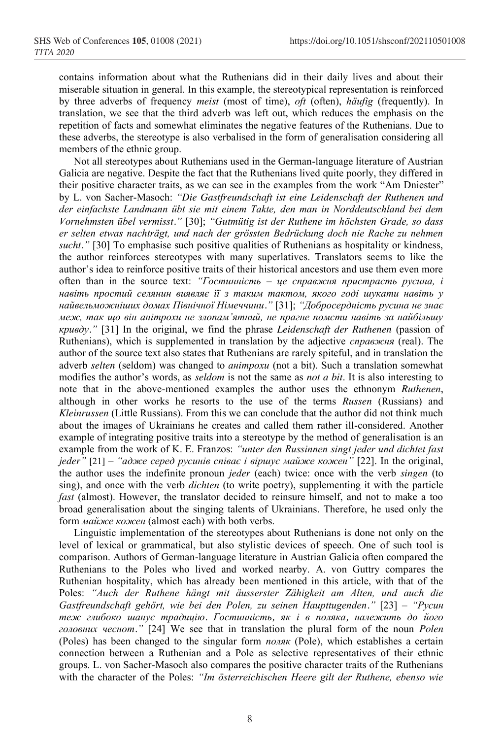contains information about what the Ruthenians did in their daily lives and about their miserable situation in general. In this example, the stereotypical representation is reinforced by three adverbs of frequency *meist* (most of time), *oft* (often), *häufig* (frequently). In translation, we see that the third adverb was left out, which reduces the emphasis on the repetition of facts and somewhat eliminates the negative features of the Ruthenians. Due to these adverbs, the stereotype is also verbalised in the form of generalisation considering all members of the ethnic group.

Not all stereotypes about Ruthenians used in the German-language literature of Austrian Galicia are negative. Despite the fact that the Ruthenians lived quite poorly, they differed in their positive character traits, as we can see in the examples from the work "Am Dniester" by L. von Sacher-Masoch: *"Die Gastfreundschaft ist eine Leidenschaft der Ruthenen und der einfachste Landmann übt sie mit einem Takte, den man in Norddeutschland bei dem Vornehmsten übel vermisst."* [30]; *"Gutmütig ist der Ruthene im höchsten Grade, so dass er selten etwas nachträgt, und nach der grössten Bedrückung doch nie Rache zu nehmen sucht."* [30] To emphasise such positive qualities of Ruthenians as hospitality or kindness, the author reinforces stereotypes with many superlatives. Translators seems to like the author's idea to reinforce positive traits of their historical ancestors and use them even more often than in the source text: *"Гостинність – це справжня пристрасть русина, і навіть простий селянин виявляє її з таким тактом, якого годі шукати навіть у найвельможніших домах Північної Німеччини."* [31]; *"Добросердність русина не знає меж, так що він анітрохи не злопам'ятний, не прагне помсти навіть за найбільшу кривду."* [31] In the original, we find the phrase *Leidenschaft der Ruthenen* (passion of Ruthenians), which is supplemented in translation by the adjective *справжня* (real). The author of the source text also states that Ruthenians are rarely spiteful, and in translation the adverb *selten* (seldom) was changed to *анітрохи* (not a bit). Such a translation somewhat modifies the author's words, as *seldom* is not the same as *not a bit*. It is also interesting to note that in the above-mentioned examples the author uses the ethnonym *Ruthenen*, although in other works he resorts to the use of the terms *Russen* (Russians) and *Kleinrussen* (Little Russians). From this we can conclude that the author did not think much about the images of Ukrainians he creates and called them rather ill-considered. Another example of integrating positive traits into a stereotype by the method of generalisation is an example from the work of K. E. Franzos: *"unter den Russinnen singt jeder und dichtet fast jeder"* [21] – *"адже серед русинів співає і віршує майже кожен"* [22]. In the original, the author uses the indefinite pronoun *jeder* (each) twice: once with the verb *singen* (to sing), and once with the verb *dichten* (to write poetry), supplementing it with the particle *fast* (almost). However, the translator decided to reinsure himself, and not to make a too broad generalisation about the singing talents of Ukrainians. Therefore, he used only the form *майже кожен* (almost each) with both verbs.

Linguistic implementation of the stereotypes about Ruthenians is done not only on the level of lexical or grammatical, but also stylistic devices of speech. One of such tool is comparison. Authors of German-language literature in Austrian Galicia often compared the Ruthenians to the Poles who lived and worked nearby. A. von Guttry compares the Ruthenian hospitality, which has already been mentioned in this article, with that of the Poles: *"Auch der Ruthene hängt mit äusserster Zähigkeit am Alten, und auch die Gastfreundschaft gehört, wie bei den Polen, zu seinen Haupttugenden."* [23] – *"Русин теж глибоко шанує традицію. Гостинність, як і в поляка, належить до його головних чеснот."* [24] We see that in translation the plural form of the noun *Polen* (Poles) has been changed to the singular form *поляк* (Pole), which establishes a certain connection between a Ruthenian and a Pole as selective representatives of their ethnic groups. L. von Sacher-Masoch also compares the positive character traits of the Ruthenians with the character of the Poles: *"Im österreichischen Heere gilt der Ruthene, ebenso wie*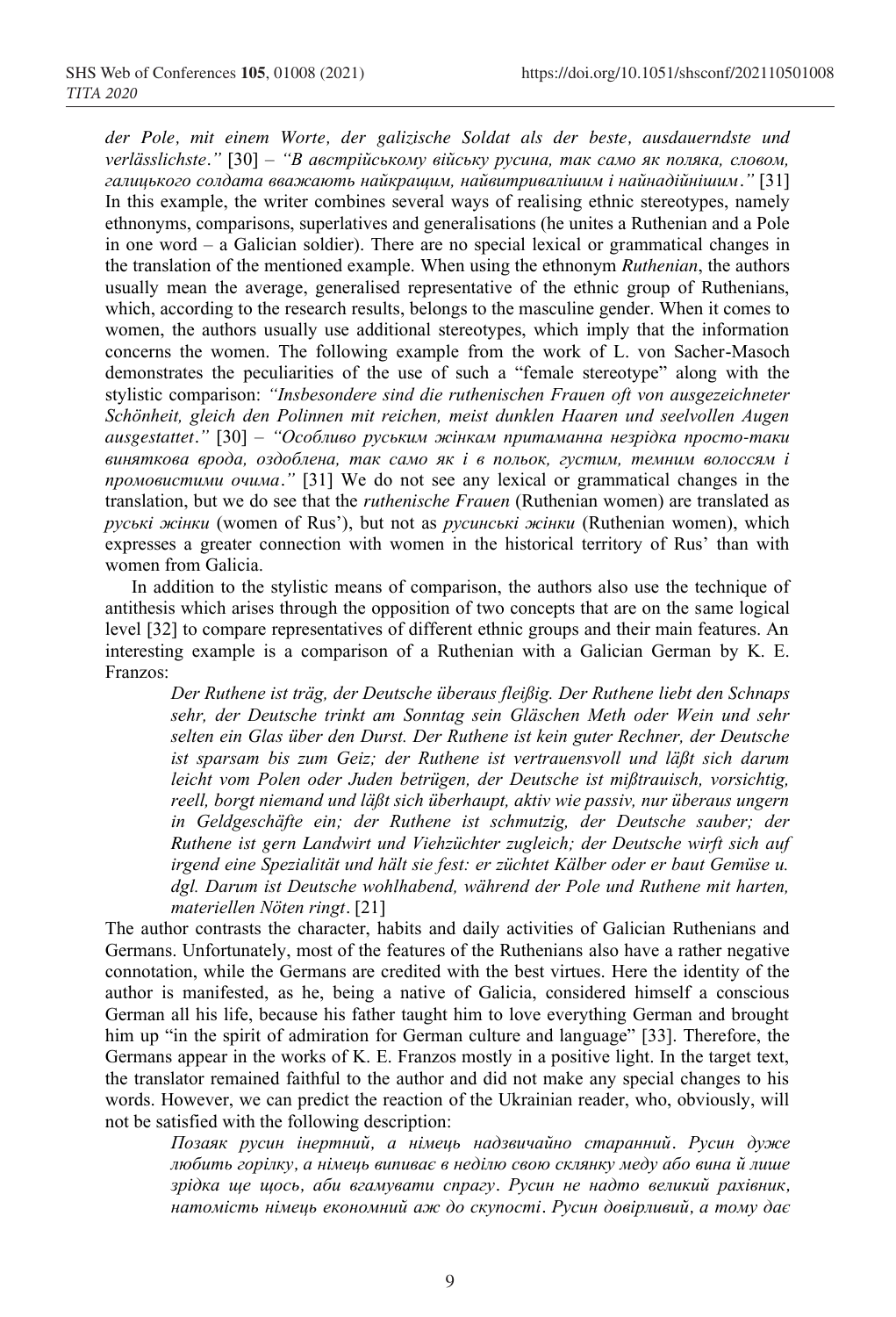*der Pole, mit einem Worte, der galizische Soldat als der beste, ausdauerndste und verlässlichste."* [30] – *"В австрійському війську русина, так само як поляка, словом, галицького солдата вважають найкращим, найвитривалішим і найнадійнішим."* [31] In this example, the writer combines several ways of realising ethnic stereotypes, namely ethnonyms, comparisons, superlatives and generalisations (he unites a Ruthenian and a Pole in one word – a Galician soldier). There are no special lexical or grammatical changes in the translation of the mentioned example. When using the ethnonym *Ruthenian*, the authors usually mean the average, generalised representative of the ethnic group of Ruthenians, which, according to the research results, belongs to the masculine gender. When it comes to women, the authors usually use additional stereotypes, which imply that the information concerns the women. The following example from the work of L. von Sacher-Masoch demonstrates the peculiarities of the use of such a "female stereotype" along with the stylistic comparison: *"Insbesondere sind die ruthenischen Frauen oft von ausgezeichneter Schönheit, gleich den Polinnen mit reichen, meist dunklen Haaren und seelvollen Augen ausgestattet."* [30] – *"Особливо руським жінкам притаманна незрідка просто-таки виняткова врода, оздоблена, так само як і в польок, густим, темним волоссям і промовистими очима."* [31] We do not see any lexical or grammatical changes in the translation, but we do see that the *ruthenische Frauen* (Ruthenian women) are translated as *руські жінки* (women of Rus'), but not as *русинські жінки* (Ruthenian women), which expresses a greater connection with women in the historical territory of Rus' than with women from Galicia.

In addition to the stylistic means of comparison, the authors also use the technique of antithesis which arises through the opposition of two concepts that are on the same logical level [32] to compare representatives of different ethnic groups and their main features. An interesting example is a comparison of a Ruthenian with a Galician German by K. E. Franzos:

> *Der Ruthene ist träg, der Deutsche überaus fleißig. Der Ruthene liebt den Schnaps sehr, der Deutsche trinkt am Sonntag sein Gläschen Meth oder Wein und sehr selten ein Glas über den Durst. Der Ruthene ist kein guter Rechner, der Deutsche ist sparsam bis zum Geiz; der Ruthene ist vertrauensvoll und läßt sich darum leicht vom Polen oder Juden betrügen, der Deutsche ist mißtrauisch, vorsichtig, reell, borgt niemand und läßt sich überhaupt, aktiv wie passiv, nur überaus ungern in Geldgeschäfte ein; der Ruthene ist schmutzig, der Deutsche sauber; der Ruthene ist gern Landwirt und Viehzüchter zugleich; der Deutsche wirft sich auf irgend eine Spezialität und hält sie fest: er züchtet Kälber oder er baut Gemüse u. dgl. Darum ist Deutsche wohlhabend, während der Pole und Ruthene mit harten, materiellen Nöten ringt.* [21]

The author contrasts the character, habits and daily activities of Galician Ruthenians and Germans. Unfortunately, most of the features of the Ruthenians also have a rather negative connotation, while the Germans are credited with the best virtues. Here the identity of the author is manifested, as he, being a native of Galicia, considered himself a conscious German all his life, because his father taught him to love everything German and brought him up "in the spirit of admiration for German culture and language" [33]. Therefore, the Germans appear in the works of K. E. Franzos mostly in a positive light. In the target text, the translator remained faithful to the author and did not make any special changes to his words. However, we can predict the reaction of the Ukrainian reader, who, obviously, will not be satisfied with the following description:

> *Позаяк русин інертний, а німець надзвичайно старанний. Русин дуже любить горілку, а німець випиває в неділю свою склянку меду або вина й лише зрідка ще щось, аби вгамувати спрагу. Русин не надто великий рахівник, натомість німець економний аж до скупості. Русин довірливий, а тому дає*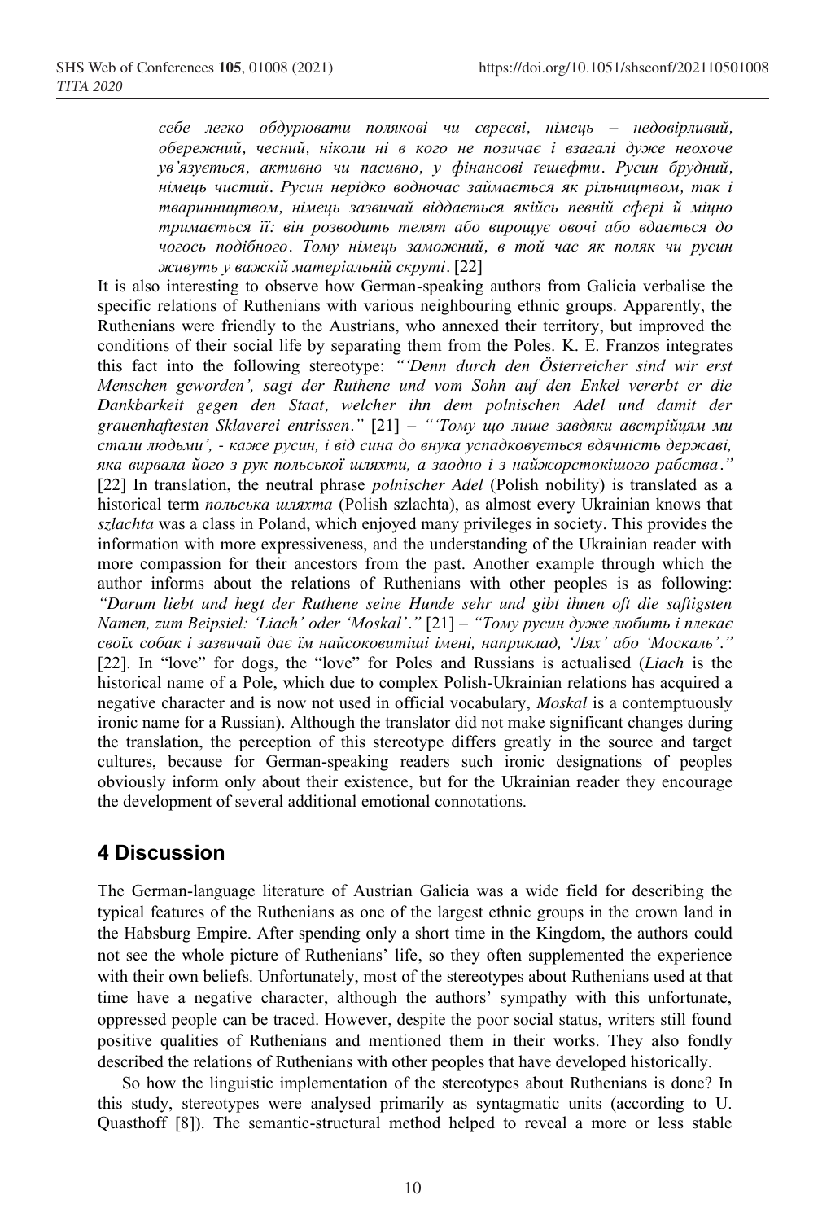*себе легко обдурювати полякові чи євреєві, німець – недовірливий, обережний, чесний, ніколи ні в кого не позичає і взагалі дуже неохоче ув'язується, активно чи пасивно, у фінансові ґешефти. Русин брудний, німець чистий. Русин нерідко водночас займається як рільництвом, так і тваринництвом, німець зазвичай віддається якійсь певній сфері й міцно тримається її: він розводить телят або вирощує овочі або вдається до чогось подібного. Тому німець заможний, в той час як поляк чи русин живуть у важкій матеріальній скруті*. [22]

It is also interesting to observe how German-speaking authors from Galicia verbalise the specific relations of Ruthenians with various neighbouring ethnic groups. Apparently, the Ruthenians were friendly to the Austrians, who annexed their territory, but improved the conditions of their social life by separating them from the Poles. K. E. Franzos integrates this fact into the following stereotype: *"'Denn durch den Österreicher sind wir erst Menschen geworden', sagt der Ruthene und vom Sohn auf den Enkel vererbt er die Dankbarkeit gegen den Staat, welcher ihn dem polnischen Adel und damit der grauenhaftesten Sklaverei entrissen."* [21] – *"'Тому що лише завдяки австрійцям ми стали людьми', - каже русин, і від сина до внука успадковується вдячність державі, яка вирвала його з рук польської шляхти, а заодно і з найжорстокішого рабства."* [22] In translation, the neutral phrase *polnischer Adel* (Polish nobility) is translated as a historical term *польська шляхта* (Polish szlachta), as almost every Ukrainian knows that *szlachta* was a class in Poland, which enjoyed many privileges in society. This provides the information with more expressiveness, and the understanding of the Ukrainian reader with more compassion for their ancestors from the past. Another example through which the author informs about the relations of Ruthenians with other peoples is as following: *"Darum liebt und hegt der Ruthene seine Hunde sehr und gibt ihnen oft die saftigsten Namen, zum Beipsiel: 'Liach' oder 'Moskal'."* [21] – *"Тому русин дуже любить і плекає своїх собак і зазвичай дає їм найсоковитіші імені, наприклад, 'Лях' або 'Москаль'."* [22]. In "love" for dogs, the "love" for Poles and Russians is actualised (*Liach* is the historical name of a Pole, which due to complex Polish-Ukrainian relations has acquired a negative character and is now not used in official vocabulary, *Moskal* is a contemptuously ironic name for a Russian). Although the translator did not make significant changes during the translation, the perception of this stereotype differs greatly in the source and target cultures, because for German-speaking readers such ironic designations of peoples obviously inform only about their existence, but for the Ukrainian reader they encourage the development of several additional emotional connotations.

## 4 Discussion

The German-language literature of Austrian Galicia was a wide field for describing the typical features of the Ruthenians as one of the largest ethnic groups in the crown land in the Habsburg Empire. After spending only a short time in the Kingdom, the authors could not see the whole picture of Ruthenians' life, so they often supplemented the experience with their own beliefs. Unfortunately, most of the stereotypes about Ruthenians used at that time have a negative character, although the authors' sympathy with this unfortunate, oppressed people can be traced. However, despite the poor social status, writers still found positive qualities of Ruthenians and mentioned them in their works. They also fondly described the relations of Ruthenians with other peoples that have developed historically.

So how the linguistic implementation of the stereotypes about Ruthenians is done? In this study, stereotypes were analysed primarily as syntagmatic units (according to U. Quasthoff [8]). The semantic-structural method helped to reveal a more or less stable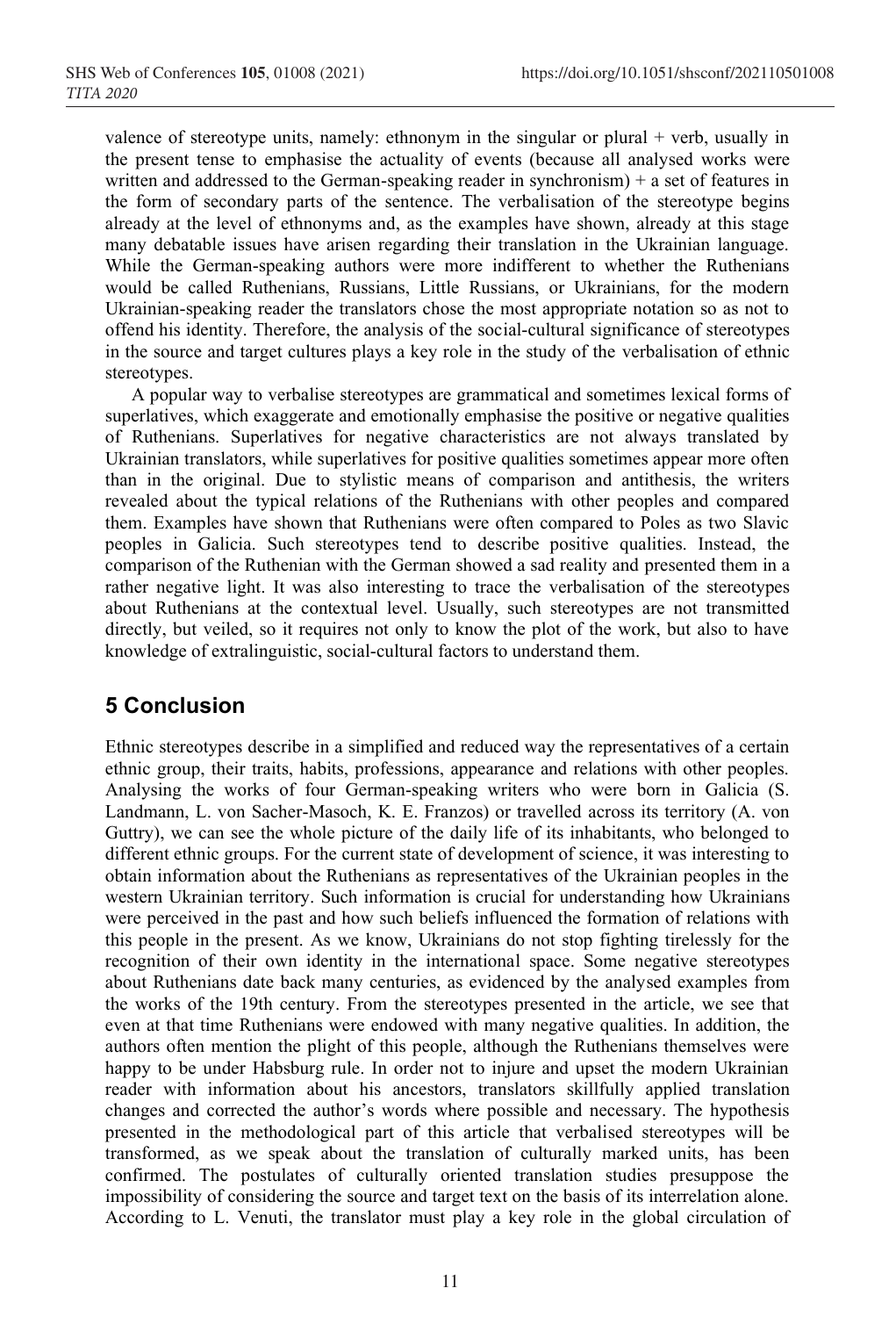valence of stereotype units, namely: ethnonym in the singular or plural + verb, usually in the present tense to emphasise the actuality of events (because all analysed works were written and addressed to the German-speaking reader in synchronism) + a set of features in the form of secondary parts of the sentence. The verbalisation of the stereotype begins already at the level of ethnonyms and, as the examples have shown, already at this stage many debatable issues have arisen regarding their translation in the Ukrainian language. While the German-speaking authors were more indifferent to whether the Ruthenians would be called Ruthenians, Russians, Little Russians, or Ukrainians, for the modern Ukrainian-speaking reader the translators chose the most appropriate notation so as not to offend his identity. Therefore, the analysis of the social-cultural significance of stereotypes in the source and target cultures plays a key role in the study of the verbalisation of ethnic stereotypes.

A popular way to verbalise stereotypes are grammatical and sometimes lexical forms of superlatives, which exaggerate and emotionally emphasise the positive or negative qualities of Ruthenians. Superlatives for negative characteristics are not always translated by Ukrainian translators, while superlatives for positive qualities sometimes appear more often than in the original. Due to stylistic means of comparison and antithesis, the writers revealed about the typical relations of the Ruthenians with other peoples and compared them. Examples have shown that Ruthenians were often compared to Poles as two Slavic peoples in Galicia. Such stereotypes tend to describe positive qualities. Instead, the comparison of the Ruthenian with the German showed a sad reality and presented them in a rather negative light. It was also interesting to trace the verbalisation of the stereotypes about Ruthenians at the contextual level. Usually, such stereotypes are not transmitted directly, but veiled, so it requires not only to know the plot of the work, but also to have knowledge of extralinguistic, social-cultural factors to understand them.

## 5 Conclusion

Ethnic stereotypes describe in a simplified and reduced way the representatives of a certain ethnic group, their traits, habits, professions, appearance and relations with other peoples. Analysing the works of four German-speaking writers who were born in Galicia (S. Landmann, L. von Sacher-Masoch, K. E. Franzos) or travelled across its territory (A. von Guttry), we can see the whole picture of the daily life of its inhabitants, who belonged to different ethnic groups. For the current state of development of science, it was interesting to obtain information about the Ruthenians as representatives of the Ukrainian peoples in the western Ukrainian territory. Such information is crucial for understanding how Ukrainians were perceived in the past and how such beliefs influenced the formation of relations with this people in the present. As we know, Ukrainians do not stop fighting tirelessly for the recognition of their own identity in the international space. Some negative stereotypes about Ruthenians date back many centuries, as evidenced by the analysed examples from the works of the 19th century. From the stereotypes presented in the article, we see that even at that time Ruthenians were endowed with many negative qualities. In addition, the authors often mention the plight of this people, although the Ruthenians themselves were happy to be under Habsburg rule. In order not to injure and upset the modern Ukrainian reader with information about his ancestors, translators skillfully applied translation changes and corrected the author's words where possible and necessary. The hypothesis presented in the methodological part of this article that verbalised stereotypes will be transformed, as we speak about the translation of culturally marked units, has been confirmed. The postulates of culturally oriented translation studies presuppose the impossibility of considering the source and target text on the basis of its interrelation alone. According to L. Venuti, the translator must play a key role in the global circulation of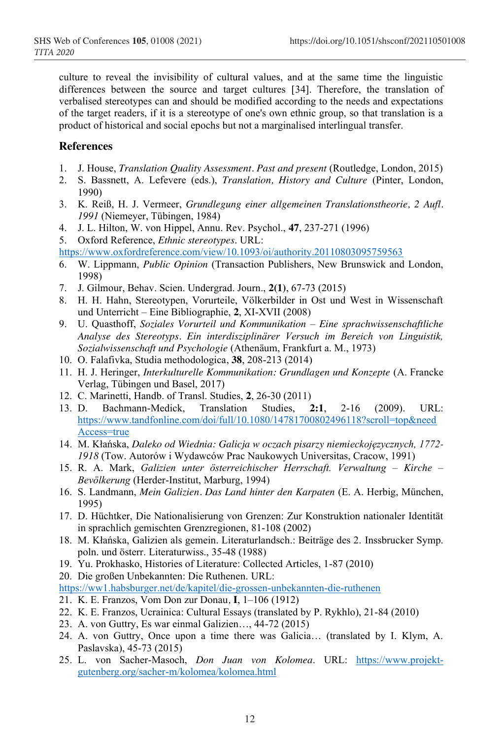culture to reveal the invisibility of cultural values, and at the same time the linguistic differences between the source and target cultures [34]. Therefore, the translation of verbalised stereotypes can and should be modified according to the needs and expectations of the target readers, if it is a stereotype of one's own ethnic group, so that translation is a product of historical and social epochs but not a marginalised interlingual transfer.

## References

1. J. House, *Translation Quality Assessment. Past and present* (Routledge, London, 2015)
2. S. Bassnett, A. Lefevere (eds.), *Translation, History and Culture* (Pinter, London, 1990)
3. K. Reiß, H. J. Vermeer, *Grundlegung einer allgemeinen Translationstheorie, 2 Aufl. 1991* (Niemeyer, Tübingen, 1984)
4. J. L. Hilton, W. von Hippel, Annu. Rev. Psychol., **47**, 237-271 (1996)
5. Oxford Reference, *Ethnic stereotypes*. URL: https://www.oxfordreference.com/view/10.1093/oi/authority.20110803095759563
6. W. Lippmann, *Public Opinion* (Transaction Publishers, New Brunswick and London, 1998)
7. J. Gilmour, Behav. Scien. Undergrad. Journ., **2(1)**, 67-73 (2015)
8. H. H. Hahn, Stereotypen, Vorurteile, Völkerbilder in Ost und West in Wissenschaft und Unterricht – Eine Bibliographie, **2**, XI-XVII (2008)
9. U. Quasthoff, *Soziales Vorurteil und Kommunikation – Eine sprachwissenschaftliche Analyse des Stereotyps. Ein interdisziplinärer Versuch im Bereich von Linguistik, Sozialwissenschaft und Psychologie* (Athenäum, Frankfurt a. M., 1973)
10. O. Falafivka, Studia methodologica, **38**, 208-213 (2014)
11. H. J. Heringer, *Interkulturelle Kommunikation: Grundlagen und Konzepte* (A. Francke Verlag, Tübingen und Basel, 2017)
12. C. Marinetti, Handb. of Transl. Studies, **2**, 26-30 (2011)
13. D. Bachmann-Medick, Translation Studies, **2:1**, 2-16 (2009). URL: https://www.tandfonline.com/doi/full/10.1080/14781700802496118?scroll=top&needAccess=true
14. M. Kłańska, *Daleko od Wiednia: Galicja w oczach pisarzy niemieckojęzycznych, 1772-1918* (Tow. Autorów i Wydawców Prac Naukowych Universitas, Cracow, 1991)
15. R. A. Mark, *Galizien unter österreichischer Herrschaft. Verwaltung – Kirche – Bevölkerung* (Herder-Institut, Marburg, 1994)
16. S. Landmann, *Mein Galizien. Das Land hinter den Karpaten* (E. A. Herbig, München, 1995)
17. D. Hüchtker, Die Nationalisierung von Grenzen: Zur Konstruktion nationaler Identität in sprachlich gemischten Grenzregionen, 81-108 (2002)
18. M. Kłańska, Galizien als gemein. Literaturlandsch.: Beiträge des 2. Inssbrucker Symp. poln. und österr. Literaturwiss., 35-48 (1988)
19. Yu. Prokhasko, Histories of Literature: Collected Articles, 1-87 (2010)
20. Die großen Unbekannten: Die Ruthenen. URL: https://ww1.habsburger.net/de/kapitel/die-grossen-unbekannten-die-ruthenen
21. K. E. Franzos, Vom Don zur Donau, **I**, 1–106 (1912)
22. K. E. Franzos, Ucrainica: Cultural Essays (translated by P. Rykhlo), 21-84 (2010)
23. A. von Guttry, Es war einmal Galizien…, 44-72 (2015)
24. A. von Guttry, Once upon a time there was Galicia… (translated by I. Klym, A. Paslavska), 45-73 (2015)
25. L. von Sacher-Masoch, *Don Juan von Kolomea*. URL: https://www.projekt-gutenberg.org/sacher-m/kolomea/kolomea.html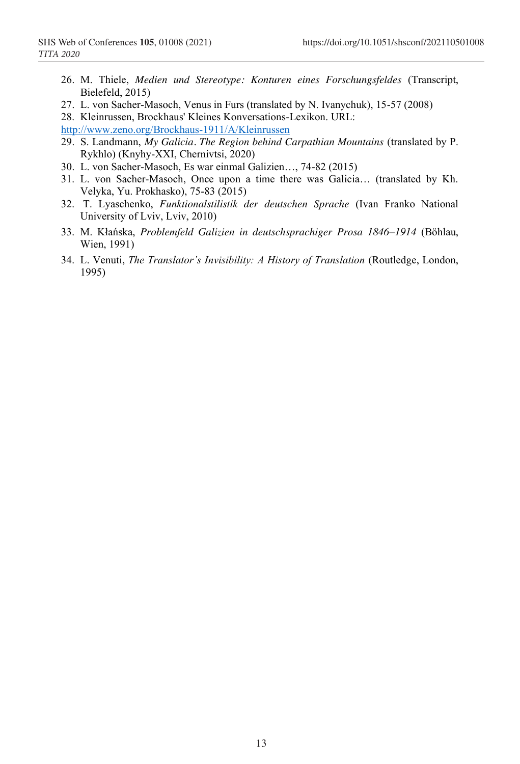26. M. Thiele, *Medien und Stereotype: Konturen eines Forschungsfeldes* (Transcript, Bielefeld, 2015)
27. L. von Sacher-Masoch, Venus in Furs (translated by N. Ivanychuk), 15-57 (2008)
28. Kleinrussen, Brockhaus' Kleines Konversations-Lexikon. URL: http://www.zeno.org/Brockhaus-1911/A/Kleinrussen
29. S. Landmann, *My Galicia*. *The Region behind Carpathian Mountains* (translated by P. Rykhlo) (Knyhy-XXI, Chernivtsi, 2020)
30. L. von Sacher-Masoch, Es war einmal Galizien…, 74-82 (2015)
31. L. von Sacher-Masoch, Once upon a time there was Galicia… (translated by Kh. Velyka, Yu. Prokhasko), 75-83 (2015)
32. T. Lyaschenko, *Funktionalstilistik der deutschen Sprache* (Ivan Franko National University of Lviv, Lviv, 2010)
33. M. Kłańska, *Problemfeld Galizien in deutschsprachiger Prosa 1846–1914* (Böhlau, Wien, 1991)
34. L. Venuti, *The Translator's Invisibility: A History of Translation* (Routledge, London, 1995)